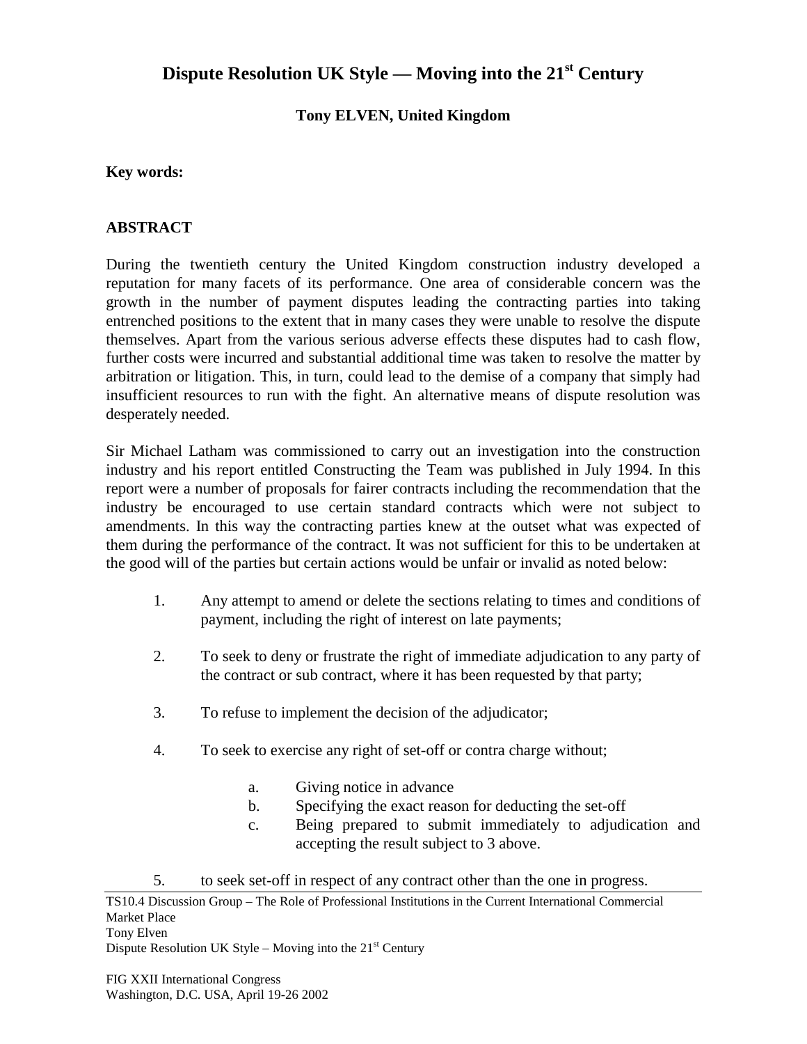# Dispute Resolution UK Style — Moving into the 21st Century

**Tony ELVEN, United Kingdom**

**Key words:**

## ABSTRACT

During the twentieth century the United Kingdom construction industry developed a reputation for many facets of its performance. One area of considerable concern was the growth in the number of payment disputes leading the contracting parties into taking entrenched positions to the extent that in many cases they were unable to resolve the dispute themselves. Apart from the various serious adverse effects these disputes had to cash flow, further costs were incurred and substantial additional time was taken to resolve the matter by arbitration or litigation. This, in turn, could lead to the demise of a company that simply had insufficient resources to run with the fight. An alternative means of dispute resolution was desperately needed.

Sir Michael Latham was commissioned to carry out an investigation into the construction industry and his report entitled Constructing the Team was published in July 1994. In this report were a number of proposals for fairer contracts including the recommendation that the industry be encouraged to use certain standard contracts which were not subject to amendments. In this way the contracting parties knew at the outset what was expected of them during the performance of the contract. It was not sufficient for this to be undertaken at the good will of the parties but certain actions would be unfair or invalid as noted below:

1. Any attempt to amend or delete the sections relating to times and conditions of payment, including the right of interest on late payments;
2. To seek to deny or frustrate the right of immediate adjudication to any party of the contract or sub contract, where it has been requested by that party;
3. To refuse to implement the decision of the adjudicator;
4. To seek to exercise any right of set-off or contra charge without;
   a. Giving notice in advance
   b. Specifying the exact reason for deducting the set-off
   c. Being prepared to submit immediately to adjudication and accepting the result subject to 3 above.
5. to seek set-off in respect of any contract other than the one in progress.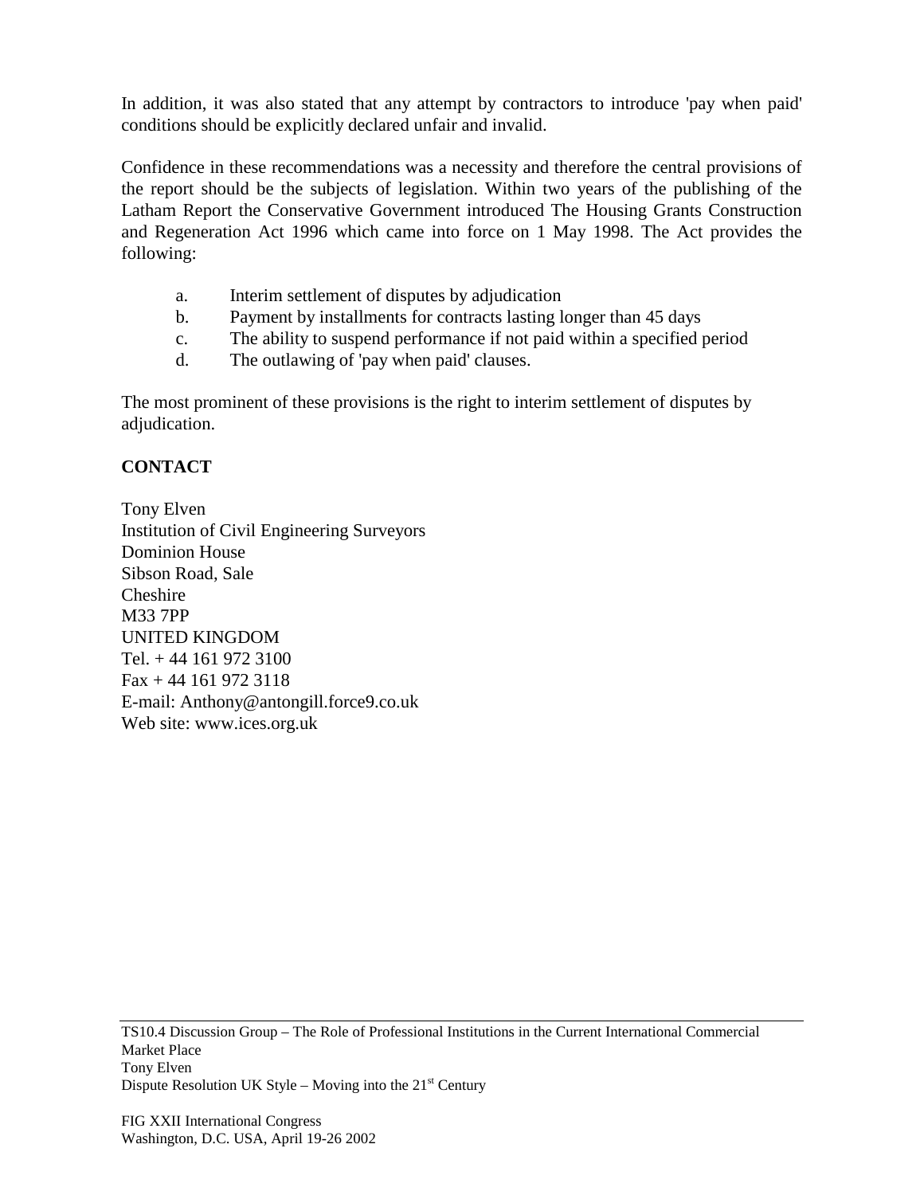In addition, it was also stated that any attempt by contractors to introduce 'pay when paid' conditions should be explicitly declared unfair and invalid.

Confidence in these recommendations was a necessity and therefore the central provisions of the report should be the subjects of legislation. Within two years of the publishing of the Latham Report the Conservative Government introduced The Housing Grants Construction and Regeneration Act 1996 which came into force on 1 May 1998. The Act provides the following:

a. Interim settlement of disputes by adjudication
b. Payment by installments for contracts lasting longer than 45 days
c. The ability to suspend performance if not paid within a specified period
d. The outlawing of 'pay when paid' clauses.

The most prominent of these provisions is the right to interim settlement of disputes by adjudication.

**CONTACT**

Tony Elven
Institution of Civil Engineering Surveyors
Dominion House
Sibson Road, Sale
Cheshire
M33 7PP
UNITED KINGDOM
Tel. + 44 161 972 3100
Fax + 44 161 972 3118
E-mail: Anthony@antongill.force9.co.uk
Web site: www.ices.org.uk